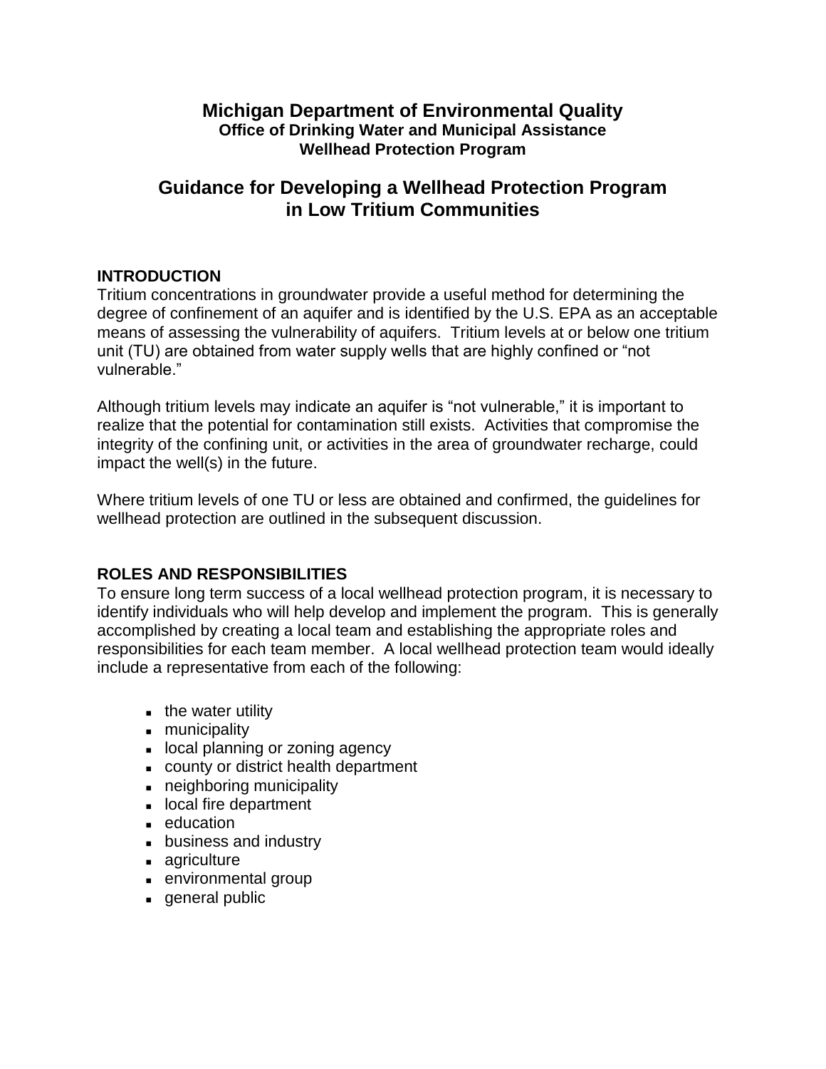**Michigan Department of Environmental Quality**
**Office of Drinking Water and Municipal Assistance**
**Wellhead Protection Program**

# Guidance for Developing a Wellhead Protection Program in Low Tritium Communities

## INTRODUCTION

Tritium concentrations in groundwater provide a useful method for determining the degree of confinement of an aquifer and is identified by the U.S. EPA as an acceptable means of assessing the vulnerability of aquifers. Tritium levels at or below one tritium unit (TU) are obtained from water supply wells that are highly confined or "not vulnerable."

Although tritium levels may indicate an aquifer is "not vulnerable," it is important to realize that the potential for contamination still exists. Activities that compromise the integrity of the confining unit, or activities in the area of groundwater recharge, could impact the well(s) in the future.

Where tritium levels of one TU or less are obtained and confirmed, the guidelines for wellhead protection are outlined in the subsequent discussion.

## ROLES AND RESPONSIBILITIES

To ensure long term success of a local wellhead protection program, it is necessary to identify individuals who will help develop and implement the program. This is generally accomplished by creating a local team and establishing the appropriate roles and responsibilities for each team member. A local wellhead protection team would ideally include a representative from each of the following:

- the water utility
- municipality
- local planning or zoning agency
- county or district health department
- neighboring municipality
- local fire department
- education
- business and industry
- agriculture
- environmental group
- general public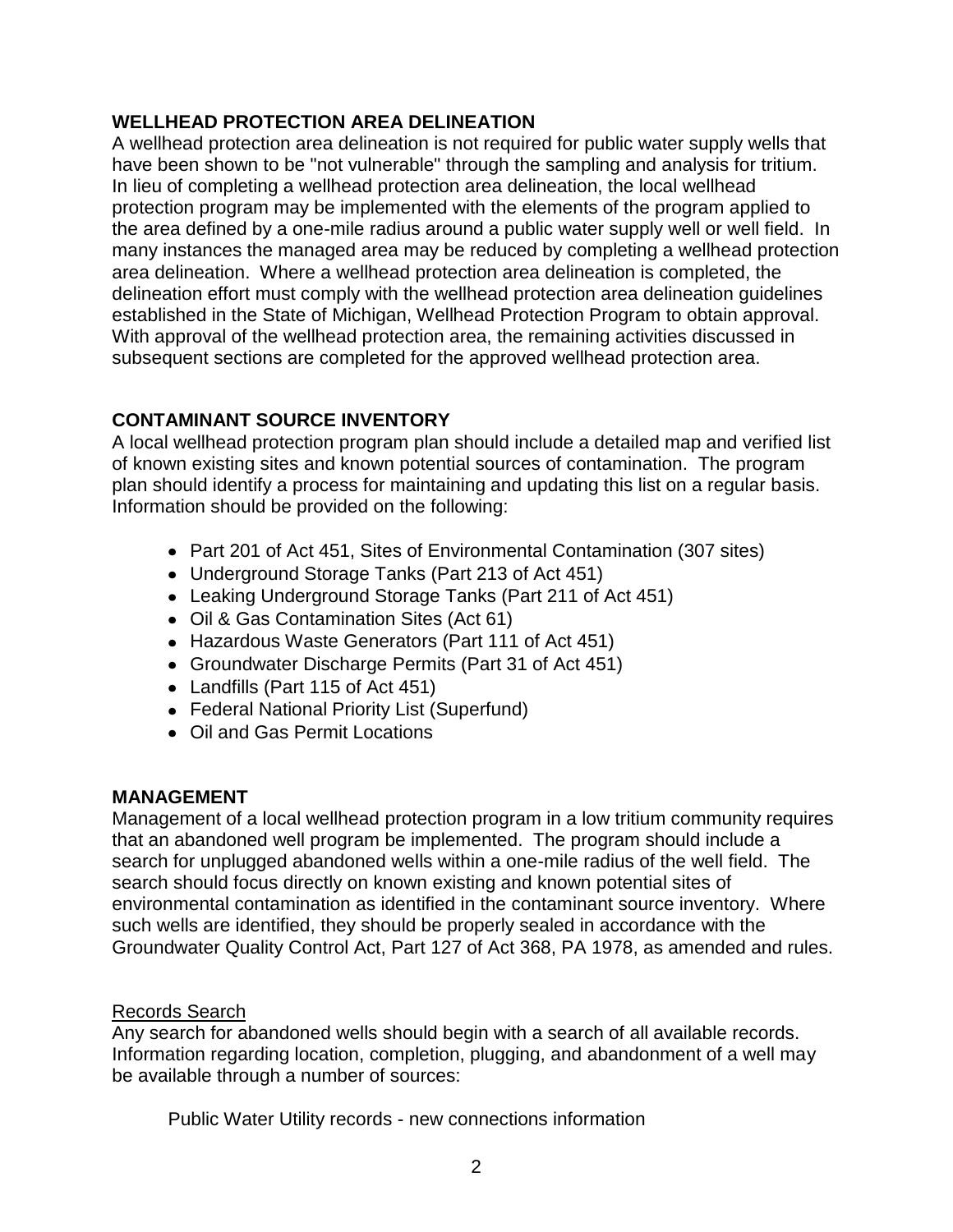## WELLHEAD PROTECTION AREA DELINEATION

A wellhead protection area delineation is not required for public water supply wells that have been shown to be "not vulnerable" through the sampling and analysis for tritium. In lieu of completing a wellhead protection area delineation, the local wellhead protection program may be implemented with the elements of the program applied to the area defined by a one-mile radius around a public water supply well or well field. In many instances the managed area may be reduced by completing a wellhead protection area delineation. Where a wellhead protection area delineation is completed, the delineation effort must comply with the wellhead protection area delineation guidelines established in the State of Michigan, Wellhead Protection Program to obtain approval. With approval of the wellhead protection area, the remaining activities discussed in subsequent sections are completed for the approved wellhead protection area.

## CONTAMINANT SOURCE INVENTORY

A local wellhead protection program plan should include a detailed map and verified list of known existing sites and known potential sources of contamination. The program plan should identify a process for maintaining and updating this list on a regular basis. Information should be provided on the following:

- Part 201 of Act 451, Sites of Environmental Contamination (307 sites)
- Underground Storage Tanks (Part 213 of Act 451)
- Leaking Underground Storage Tanks (Part 211 of Act 451)
- Oil & Gas Contamination Sites (Act 61)
- Hazardous Waste Generators (Part 111 of Act 451)
- Groundwater Discharge Permits (Part 31 of Act 451)
- Landfills (Part 115 of Act 451)
- Federal National Priority List (Superfund)
- Oil and Gas Permit Locations

## MANAGEMENT

Management of a local wellhead protection program in a low tritium community requires that an abandoned well program be implemented. The program should include a search for unplugged abandoned wells within a one-mile radius of the well field. The search should focus directly on known existing and known potential sites of environmental contamination as identified in the contaminant source inventory. Where such wells are identified, they should be properly sealed in accordance with the Groundwater Quality Control Act, Part 127 of Act 368, PA 1978, as amended and rules.

### Records Search

Any search for abandoned wells should begin with a search of all available records. Information regarding location, completion, plugging, and abandonment of a well may be available through a number of sources:

Public Water Utility records - new connections information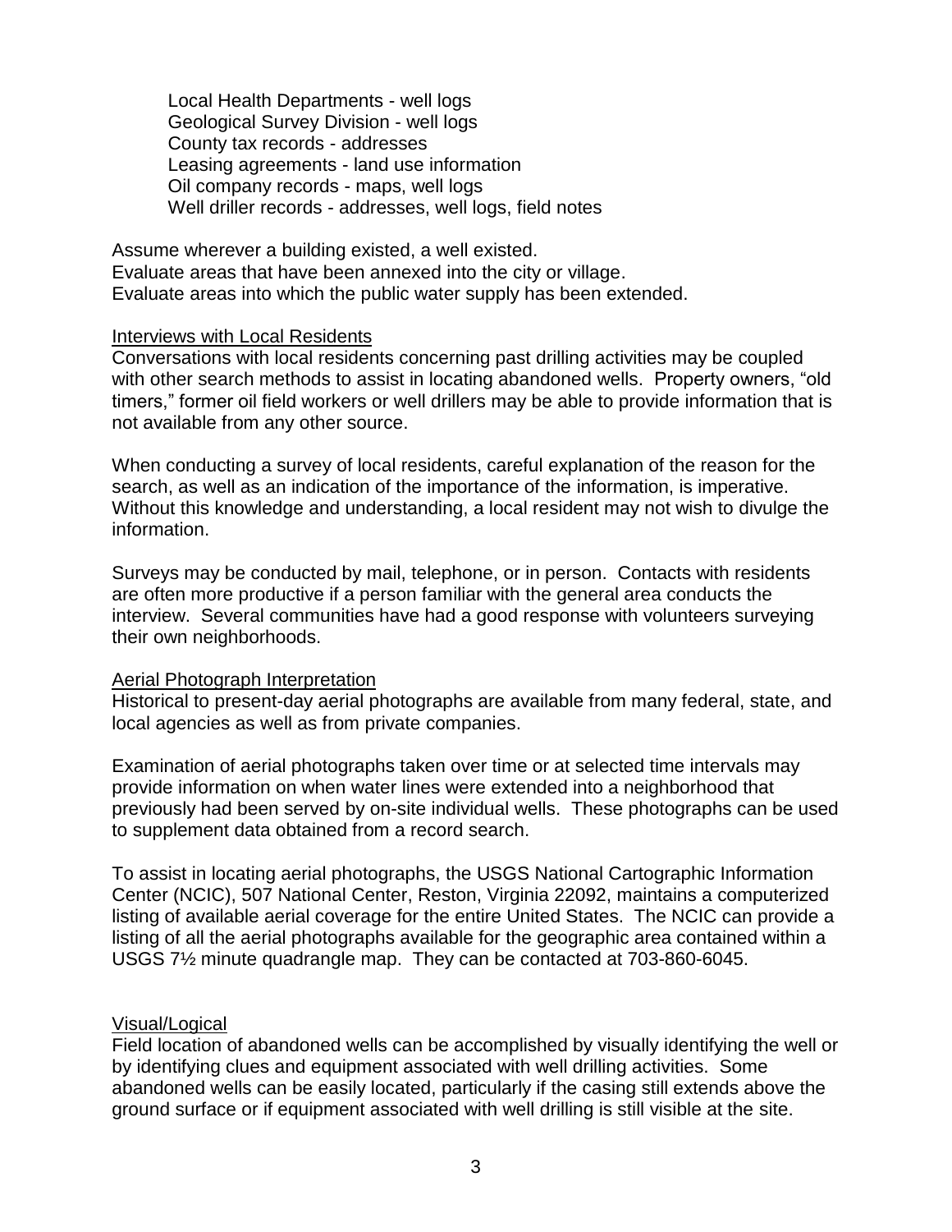Local Health Departments - well logs
Geological Survey Division - well logs
County tax records - addresses
Leasing agreements - land use information
Oil company records - maps, well logs
Well driller records - addresses, well logs, field notes

Assume wherever a building existed, a well existed.
Evaluate areas that have been annexed into the city or village.
Evaluate areas into which the public water supply has been extended.

<u>Interviews with Local Residents</u>
Conversations with local residents concerning past drilling activities may be coupled with other search methods to assist in locating abandoned wells. Property owners, "old timers," former oil field workers or well drillers may be able to provide information that is not available from any other source.

When conducting a survey of local residents, careful explanation of the reason for the search, as well as an indication of the importance of the information, is imperative. Without this knowledge and understanding, a local resident may not wish to divulge the information.

Surveys may be conducted by mail, telephone, or in person. Contacts with residents are often more productive if a person familiar with the general area conducts the interview. Several communities have had a good response with volunteers surveying their own neighborhoods.

<u>Aerial Photograph Interpretation</u>
Historical to present-day aerial photographs are available from many federal, state, and local agencies as well as from private companies.

Examination of aerial photographs taken over time or at selected time intervals may provide information on when water lines were extended into a neighborhood that previously had been served by on-site individual wells. These photographs can be used to supplement data obtained from a record search.

To assist in locating aerial photographs, the USGS National Cartographic Information Center (NCIC), 507 National Center, Reston, Virginia 22092, maintains a computerized listing of available aerial coverage for the entire United States. The NCIC can provide a listing of all the aerial photographs available for the geographic area contained within a USGS 7½ minute quadrangle map. They can be contacted at 703-860-6045.

<u>Visual/Logical</u>
Field location of abandoned wells can be accomplished by visually identifying the well or by identifying clues and equipment associated with well drilling activities. Some abandoned wells can be easily located, particularly if the casing still extends above the ground surface or if equipment associated with well drilling is still visible at the site.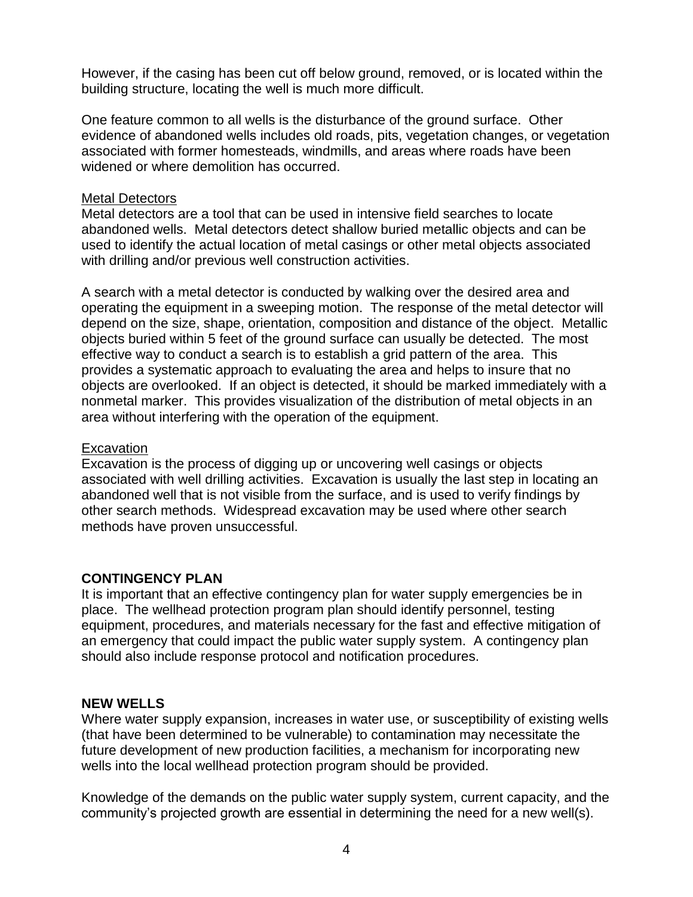However, if the casing has been cut off below ground, removed, or is located within the building structure, locating the well is much more difficult.

One feature common to all wells is the disturbance of the ground surface. Other evidence of abandoned wells includes old roads, pits, vegetation changes, or vegetation associated with former homesteads, windmills, and areas where roads have been widened or where demolition has occurred.

<u>Metal Detectors</u>
Metal detectors are a tool that can be used in intensive field searches to locate abandoned wells. Metal detectors detect shallow buried metallic objects and can be used to identify the actual location of metal casings or other metal objects associated with drilling and/or previous well construction activities.

A search with a metal detector is conducted by walking over the desired area and operating the equipment in a sweeping motion. The response of the metal detector will depend on the size, shape, orientation, composition and distance of the object. Metallic objects buried within 5 feet of the ground surface can usually be detected. The most effective way to conduct a search is to establish a grid pattern of the area. This provides a systematic approach to evaluating the area and helps to insure that no objects are overlooked. If an object is detected, it should be marked immediately with a nonmetal marker. This provides visualization of the distribution of metal objects in an area without interfering with the operation of the equipment.

<u>Excavation</u>
Excavation is the process of digging up or uncovering well casings or objects associated with well drilling activities. Excavation is usually the last step in locating an abandoned well that is not visible from the surface, and is used to verify findings by other search methods. Widespread excavation may be used where other search methods have proven unsuccessful.

## CONTINGENCY PLAN

It is important that an effective contingency plan for water supply emergencies be in place. The wellhead protection program plan should identify personnel, testing equipment, procedures, and materials necessary for the fast and effective mitigation of an emergency that could impact the public water supply system. A contingency plan should also include response protocol and notification procedures.

## NEW WELLS

Where water supply expansion, increases in water use, or susceptibility of existing wells (that have been determined to be vulnerable) to contamination may necessitate the future development of new production facilities, a mechanism for incorporating new wells into the local wellhead protection program should be provided.

Knowledge of the demands on the public water supply system, current capacity, and the community's projected growth are essential in determining the need for a new well(s).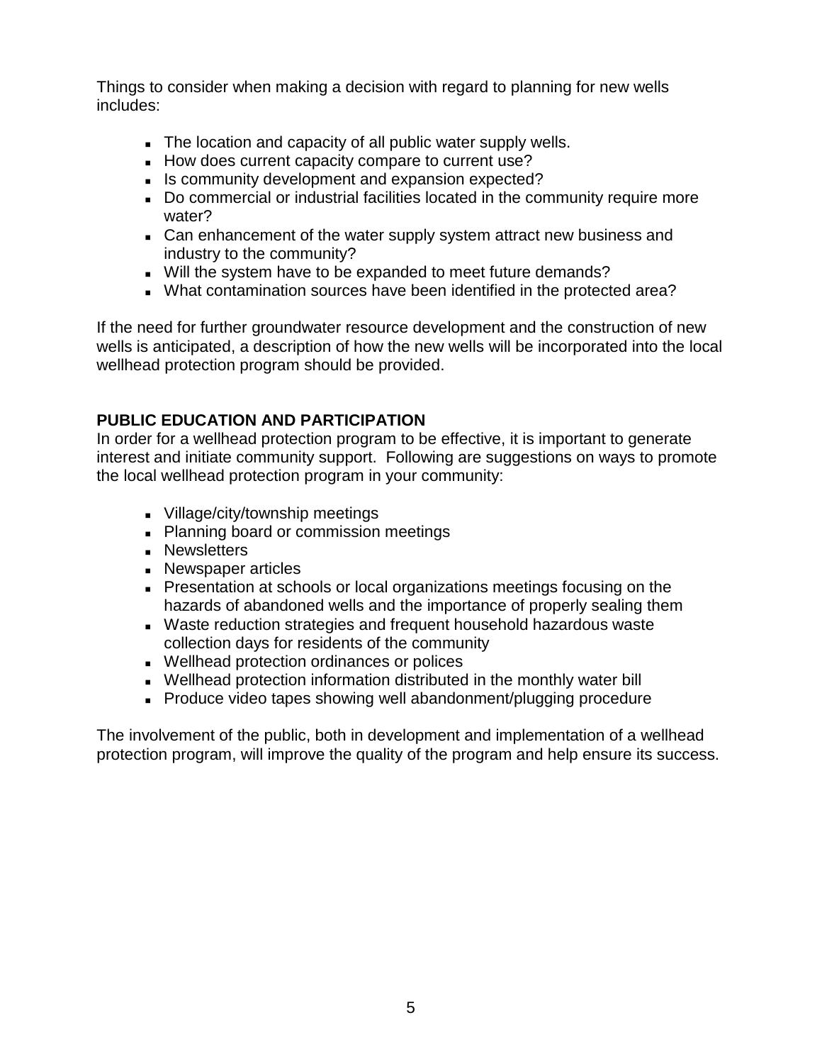Things to consider when making a decision with regard to planning for new wells includes:

- The location and capacity of all public water supply wells.
- How does current capacity compare to current use?
- Is community development and expansion expected?
- Do commercial or industrial facilities located in the community require more water?
- Can enhancement of the water supply system attract new business and industry to the community?
- Will the system have to be expanded to meet future demands?
- What contamination sources have been identified in the protected area?

If the need for further groundwater resource development and the construction of new wells is anticipated, a description of how the new wells will be incorporated into the local wellhead protection program should be provided.

**PUBLIC EDUCATION AND PARTICIPATION**

In order for a wellhead protection program to be effective, it is important to generate interest and initiate community support. Following are suggestions on ways to promote the local wellhead protection program in your community:

- Village/city/township meetings
- Planning board or commission meetings
- Newsletters
- Newspaper articles
- Presentation at schools or local organizations meetings focusing on the hazards of abandoned wells and the importance of properly sealing them
- Waste reduction strategies and frequent household hazardous waste collection days for residents of the community
- Wellhead protection ordinances or polices
- Wellhead protection information distributed in the monthly water bill
- Produce video tapes showing well abandonment/plugging procedure

The involvement of the public, both in development and implementation of a wellhead protection program, will improve the quality of the program and help ensure its success.